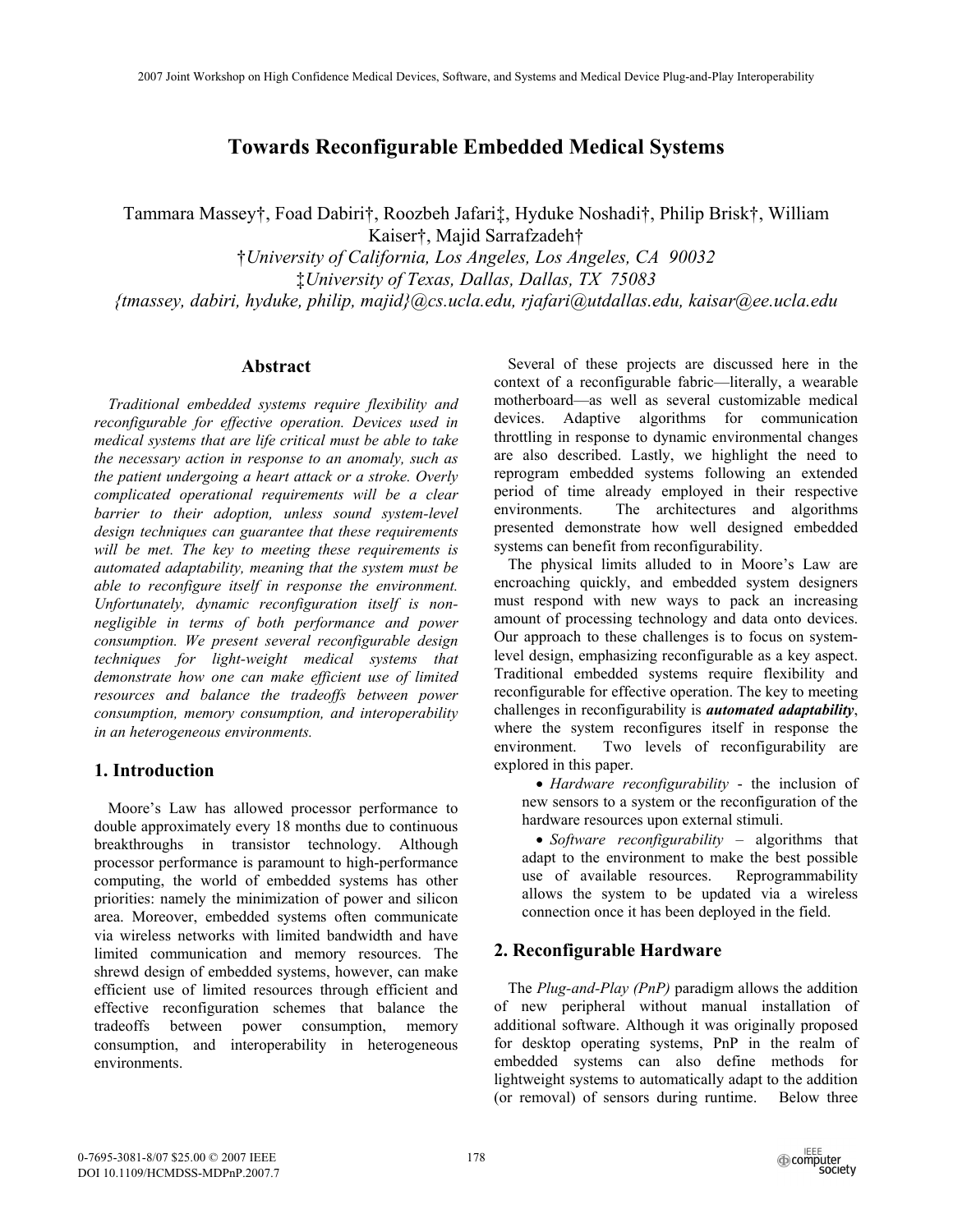# Towards Reconfigurable Embedded Medical Systems

Tammara Massey†, Foad Dabiri†, Roozbeh Jafari‡, Hyduke Noshadi†, Philip Brisk†, William Kaiser†, Majid Sarrafzadeh†

†*University of California, Los Angeles, Los Angeles, CA 90032*

‡*University of Texas, Dallas, Dallas, TX 75083*

*{tmassey, dabiri, hyduke, philip, majid}@cs.ucla.edu, rjafari@utdallas.edu, kaisar@ee.ucla.edu*

## Abstract

*Traditional embedded systems require flexibility and reconfigurable for effective operation. Devices used in medical systems that are life critical must be able to take the necessary action in response to an anomaly, such as the patient undergoing a heart attack or a stroke. Overly complicated operational requirements will be a clear barrier to their adoption, unless sound system-level design techniques can guarantee that these requirements will be met. The key to meeting these requirements is automated adaptability, meaning that the system must be able to reconfigure itself in response the environment. Unfortunately, dynamic reconfiguration itself is non-negligible in terms of both performance and power consumption. We present several reconfigurable design techniques for light-weight medical systems that demonstrate how one can make efficient use of limited resources and balance the tradeoffs between power consumption, memory consumption, and interoperability in an heterogeneous environments.*

## 1. Introduction

Moore's Law has allowed processor performance to double approximately every 18 months due to continuous breakthroughs in transistor technology. Although processor performance is paramount to high-performance computing, the world of embedded systems has other priorities: namely the minimization of power and silicon area. Moreover, embedded systems often communicate via wireless networks with limited bandwidth and have limited communication and memory resources. The shrewd design of embedded systems, however, can make efficient use of limited resources through efficient and effective reconfiguration schemes that balance the tradeoffs between power consumption, memory consumption, and interoperability in heterogeneous environments.

Several of these projects are discussed here in the context of a reconfigurable fabric—literally, a wearable motherboard—as well as several customizable medical devices. Adaptive algorithms for communication throttling in response to dynamic environmental changes are also described. Lastly, we highlight the need to reprogram embedded systems following an extended period of time already employed in their respective environments. The architectures and algorithms presented demonstrate how well designed embedded systems can benefit from reconfigurability.

The physical limits alluded to in Moore's Law are encroaching quickly, and embedded system designers must respond with new ways to pack an increasing amount of processing technology and data onto devices. Our approach to these challenges is to focus on system-level design, emphasizing reconfigurable as a key aspect. Traditional embedded systems require flexibility and reconfigurable for effective operation. The key to meeting challenges in reconfigurability is ***automated adaptability***, where the system reconfigures itself in response the environment. Two levels of reconfigurability are explored in this paper.

- *Hardware reconfigurability* - the inclusion of new sensors to a system or the reconfiguration of the hardware resources upon external stimuli.
- *Software reconfigurability* – algorithms that adapt to the environment to make the best possible use of available resources. Reprogrammability allows the system to be updated via a wireless connection once it has been deployed in the field.

## 2. Reconfigurable Hardware

The *Plug-and-Play (PnP)* paradigm allows the addition of new peripheral without manual installation of additional software. Although it was originally proposed for desktop operating systems, PnP in the realm of embedded systems can also define methods for lightweight systems to automatically adapt to the addition (or removal) of sensors during runtime. Below three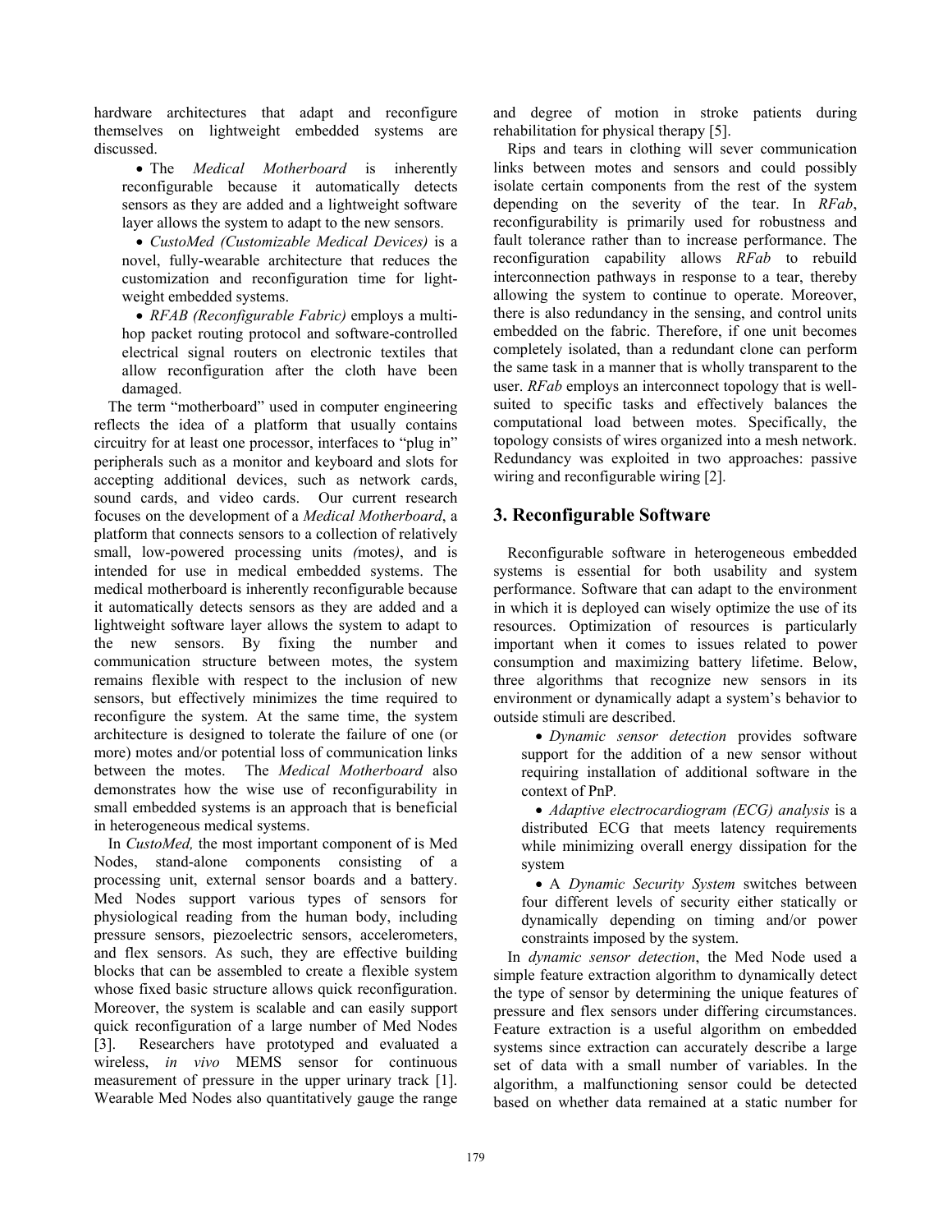hardware architectures that adapt and reconfigure themselves on lightweight embedded systems are discussed.

- The *Medical Motherboard* is inherently reconfigurable because it automatically detects sensors as they are added and a lightweight software layer allows the system to adapt to the new sensors.
- *CustoMed (Customizable Medical Devices)* is a novel, fully-wearable architecture that reduces the customization and reconfiguration time for light-weight embedded systems.
- *RFAB (Reconfigurable Fabric)* employs a multi-hop packet routing protocol and software-controlled electrical signal routers on electronic textiles that allow reconfiguration after the cloth have been damaged.

The term "motherboard" used in computer engineering reflects the idea of a platform that usually contains circuitry for at least one processor, interfaces to "plug in" peripherals such as a monitor and keyboard and slots for accepting additional devices, such as network cards, sound cards, and video cards. Our current research focuses on the development of a *Medical Motherboard*, a platform that connects sensors to a collection of relatively small, low-powered processing units *(*motes*)*, and is intended for use in medical embedded systems. The medical motherboard is inherently reconfigurable because it automatically detects sensors as they are added and a lightweight software layer allows the system to adapt to the new sensors. By fixing the number and communication structure between motes, the system remains flexible with respect to the inclusion of new sensors, but effectively minimizes the time required to reconfigure the system. At the same time, the system architecture is designed to tolerate the failure of one (or more) motes and/or potential loss of communication links between the motes. The *Medical Motherboard* also demonstrates how the wise use of reconfigurability in small embedded systems is an approach that is beneficial in heterogeneous medical systems.

In *CustoMed,* the most important component of is Med Nodes, stand-alone components consisting of a processing unit, external sensor boards and a battery. Med Nodes support various types of sensors for physiological reading from the human body, including pressure sensors, piezoelectric sensors, accelerometers, and flex sensors. As such, they are effective building blocks that can be assembled to create a flexible system whose fixed basic structure allows quick reconfiguration. Moreover, the system is scalable and can easily support quick reconfiguration of a large number of Med Nodes [3]. Researchers have prototyped and evaluated a wireless, *in vivo* MEMS sensor for continuous measurement of pressure in the upper urinary track [1]. Wearable Med Nodes also quantitatively gauge the range and degree of motion in stroke patients during rehabilitation for physical therapy [5].

Rips and tears in clothing will sever communication links between motes and sensors and could possibly isolate certain components from the rest of the system depending on the severity of the tear. In *RFab*, reconfigurability is primarily used for robustness and fault tolerance rather than to increase performance. The reconfiguration capability allows *RFab* to rebuild interconnection pathways in response to a tear, thereby allowing the system to continue to operate. Moreover, there is also redundancy in the sensing, and control units embedded on the fabric. Therefore, if one unit becomes completely isolated, than a redundant clone can perform the same task in a manner that is wholly transparent to the user. *RFab* employs an interconnect topology that is well-suited to specific tasks and effectively balances the computational load between motes. Specifically, the topology consists of wires organized into a mesh network. Redundancy was exploited in two approaches: passive wiring and reconfigurable wiring [2].

## 3. Reconfigurable Software

Reconfigurable software in heterogeneous embedded systems is essential for both usability and system performance. Software that can adapt to the environment in which it is deployed can wisely optimize the use of its resources. Optimization of resources is particularly important when it comes to issues related to power consumption and maximizing battery lifetime. Below, three algorithms that recognize new sensors in its environment or dynamically adapt a system's behavior to outside stimuli are described.

- *Dynamic sensor detection* provides software support for the addition of a new sensor without requiring installation of additional software in the context of PnP.
- *Adaptive electrocardiogram (ECG) analysis* is a distributed ECG that meets latency requirements while minimizing overall energy dissipation for the system
- A *Dynamic Security System* switches between four different levels of security either statically or dynamically depending on timing and/or power constraints imposed by the system.

In *dynamic sensor detection*, the Med Node used a simple feature extraction algorithm to dynamically detect the type of sensor by determining the unique features of pressure and flex sensors under differing circumstances. Feature extraction is a useful algorithm on embedded systems since extraction can accurately describe a large set of data with a small number of variables. In the algorithm, a malfunctioning sensor could be detected based on whether data remained at a static number for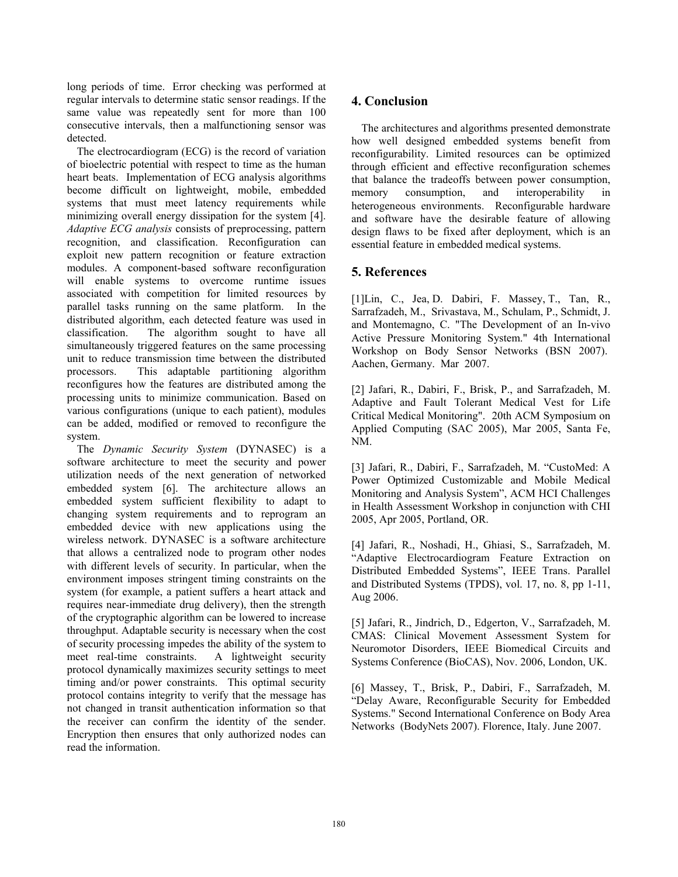long periods of time. Error checking was performed at regular intervals to determine static sensor readings. If the same value was repeatedly sent for more than 100 consecutive intervals, then a malfunctioning sensor was detected.

The electrocardiogram (ECG) is the record of variation of bioelectric potential with respect to time as the human heart beats. Implementation of ECG analysis algorithms become difficult on lightweight, mobile, embedded systems that must meet latency requirements while minimizing overall energy dissipation for the system [4]. *Adaptive ECG analysis* consists of preprocessing, pattern recognition, and classification. Reconfiguration can exploit new pattern recognition or feature extraction modules. A component-based software reconfiguration will enable systems to overcome runtime issues associated with competition for limited resources by parallel tasks running on the same platform. In the distributed algorithm, each detected feature was used in classification. The algorithm sought to have all simultaneously triggered features on the same processing unit to reduce transmission time between the distributed processors. This adaptable partitioning algorithm reconfigures how the features are distributed among the processing units to minimize communication. Based on various configurations (unique to each patient), modules can be added, modified or removed to reconfigure the system.

The *Dynamic Security System* (DYNASEC) is a software architecture to meet the security and power utilization needs of the next generation of networked embedded system [6]. The architecture allows an embedded system sufficient flexibility to adapt to changing system requirements and to reprogram an embedded device with new applications using the wireless network. DYNASEC is a software architecture that allows a centralized node to program other nodes with different levels of security. In particular, when the environment imposes stringent timing constraints on the system (for example, a patient suffers a heart attack and requires near-immediate drug delivery), then the strength of the cryptographic algorithm can be lowered to increase throughput. Adaptable security is necessary when the cost of security processing impedes the ability of the system to meet real-time constraints. A lightweight security protocol dynamically maximizes security settings to meet timing and/or power constraints. This optimal security protocol contains integrity to verify that the message has not changed in transit authentication information so that the receiver can confirm the identity of the sender. Encryption then ensures that only authorized nodes can read the information.

## 4. Conclusion

The architectures and algorithms presented demonstrate how well designed embedded systems benefit from reconfigurability. Limited resources can be optimized through efficient and effective reconfiguration schemes that balance the tradeoffs between power consumption, memory consumption, and interoperability in heterogeneous environments. Reconfigurable hardware and software have the desirable feature of allowing design flaws to be fixed after deployment, which is an essential feature in embedded medical systems.

## 5. References

[1]Lin, C., Jea, D. Dabiri, F. Massey, T., Tan, R., Sarrafzadeh, M., Srivastava, M., Schulam, P., Schmidt, J. and Montemagno, C. "The Development of an In-vivo Active Pressure Monitoring System." 4th International Workshop on Body Sensor Networks (BSN 2007). Aachen, Germany. Mar 2007.

[2] Jafari, R., Dabiri, F., Brisk, P., and Sarrafzadeh, M. Adaptive and Fault Tolerant Medical Vest for Life Critical Medical Monitoring". 20th ACM Symposium on Applied Computing (SAC 2005), Mar 2005, Santa Fe, NM.

[3] Jafari, R., Dabiri, F., Sarrafzadeh, M. "CustoMed: A Power Optimized Customizable and Mobile Medical Monitoring and Analysis System", ACM HCI Challenges in Health Assessment Workshop in conjunction with CHI 2005, Apr 2005, Portland, OR.

[4] Jafari, R., Noshadi, H., Ghiasi, S., Sarrafzadeh, M. "Adaptive Electrocardiogram Feature Extraction on Distributed Embedded Systems", IEEE Trans. Parallel and Distributed Systems (TPDS), vol. 17, no. 8, pp 1-11, Aug 2006.

[5] Jafari, R., Jindrich, D., Edgerton, V., Sarrafzadeh, M. CMAS: Clinical Movement Assessment System for Neuromotor Disorders, IEEE Biomedical Circuits and Systems Conference (BioCAS), Nov. 2006, London, UK.

[6] Massey, T., Brisk, P., Dabiri, F., Sarrafzadeh, M. "Delay Aware, Reconfigurable Security for Embedded Systems." Second International Conference on Body Area Networks (BodyNets 2007). Florence, Italy. June 2007.